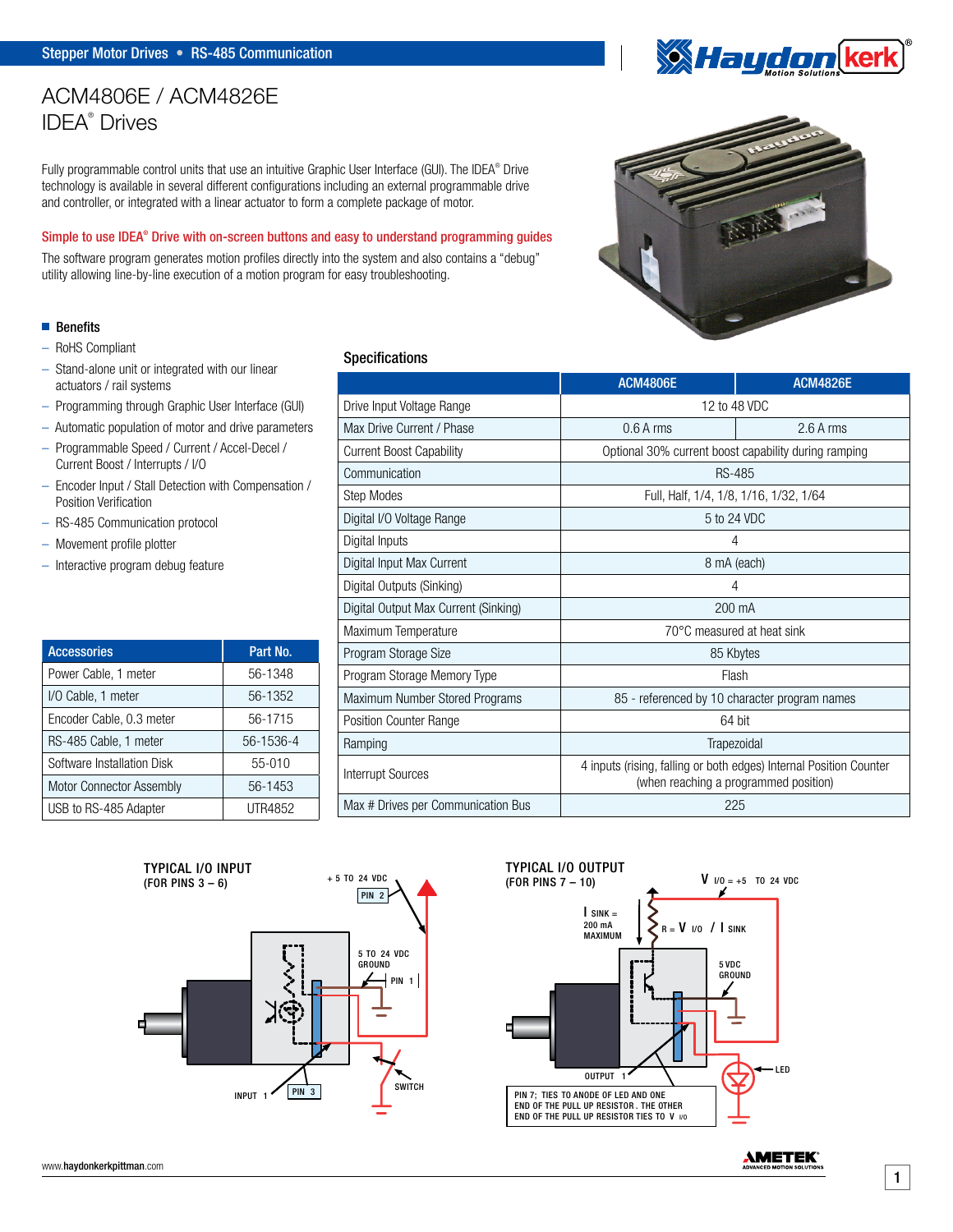Stepper Motor Drives • RS-485 Communication

# ACM4806E / ACM4826E
# IDEA® Drives

Fully programmable control units that use an intuitive Graphic User Interface (GUI). The IDEA® Drive technology is available in several different configurations including an external programmable drive and controller, or integrated with a linear actuator to form a complete package of motor.

**Simple to use IDEA® Drive with on-screen buttons and easy to understand programming guides**

The software program generates motion profiles directly into the system and also contains a "debug" utility allowing line-by-line execution of a motion program for easy troubleshooting.

## Benefits

- RoHS Compliant
- Stand-alone unit or integrated with our linear actuators / rail systems
- Programming through Graphic User Interface (GUI)
- Automatic population of motor and drive parameters
- Programmable Speed / Current / Accel-Decel / Current Boost / Interrupts / I/O
- Encoder Input / Stall Detection with Compensation / Position Verification
- RS-485 Communication protocol
- Movement profile plotter
- Interactive program debug feature

| Accessories | Part No. |
|---|---|
| Power Cable, 1 meter | 56-1348 |
| I/O Cable, 1 meter | 56-1352 |
| Encoder Cable, 0.3 meter | 56-1715 |
| RS-485 Cable, 1 meter | 56-1536-4 |
| Software Installation Disk | 55-010 |
| Motor Connector Assembly | 56-1453 |
| USB to RS-485 Adapter | UTR4852 |

## Specifications

| | ACM4806E | ACM4826E |
|---|---|---|
| Drive Input Voltage Range | 12 to 48 VDC | |
| Max Drive Current / Phase | 0.6 A rms | 2.6 A rms |
| Current Boost Capability | Optional 30% current boost capability during ramping | |
| Communication | RS-485 | |
| Step Modes | Full, Half, 1/4, 1/8, 1/16, 1/32, 1/64 | |
| Digital I/O Voltage Range | 5 to 24 VDC | |
| Digital Inputs | 4 | |
| Digital Input Max Current | 8 mA (each) | |
| Digital Outputs (Sinking) | 4 | |
| Digital Output Max Current (Sinking) | 200 mA | |
| Maximum Temperature | 70°C measured at heat sink | |
| Program Storage Size | 85 Kbytes | |
| Program Storage Memory Type | Flash | |
| Maximum Number Stored Programs | 85 - referenced by 10 character program names | |
| Position Counter Range | 64 bit | |
| Ramping | Trapezoidal | |
| Interrupt Sources | 4 inputs (rising, falling or both edges) Internal Position Counter (when reaching a programmed position) | |
| Max # Drives per Communication Bus | 225 | |

**TYPICAL I/O INPUT (FOR PINS 3 – 6)**

+5 TO 24 VDC — PIN 2; 5 TO 24 VDC GROUND — PIN 1; INPUT 1 — PIN 3; SWITCH

**TYPICAL I/O OUTPUT (FOR PINS 7 – 10)**

$V_{I/O}$ = +5 TO 24 VDC; $I_{SINK}$ = 200 mA MAXIMUM; $R = V_{I/O} / I_{SINK}$; 5 VDC GROUND; OUTPUT 1; LED

PIN 7; TIES TO ANODE OF LED AND ONE END OF THE PULL UP RESISTOR. THE OTHER END OF THE PULL UP RESISTOR TIES TO $V_{I/O}$

www.haydonkerkpittman.com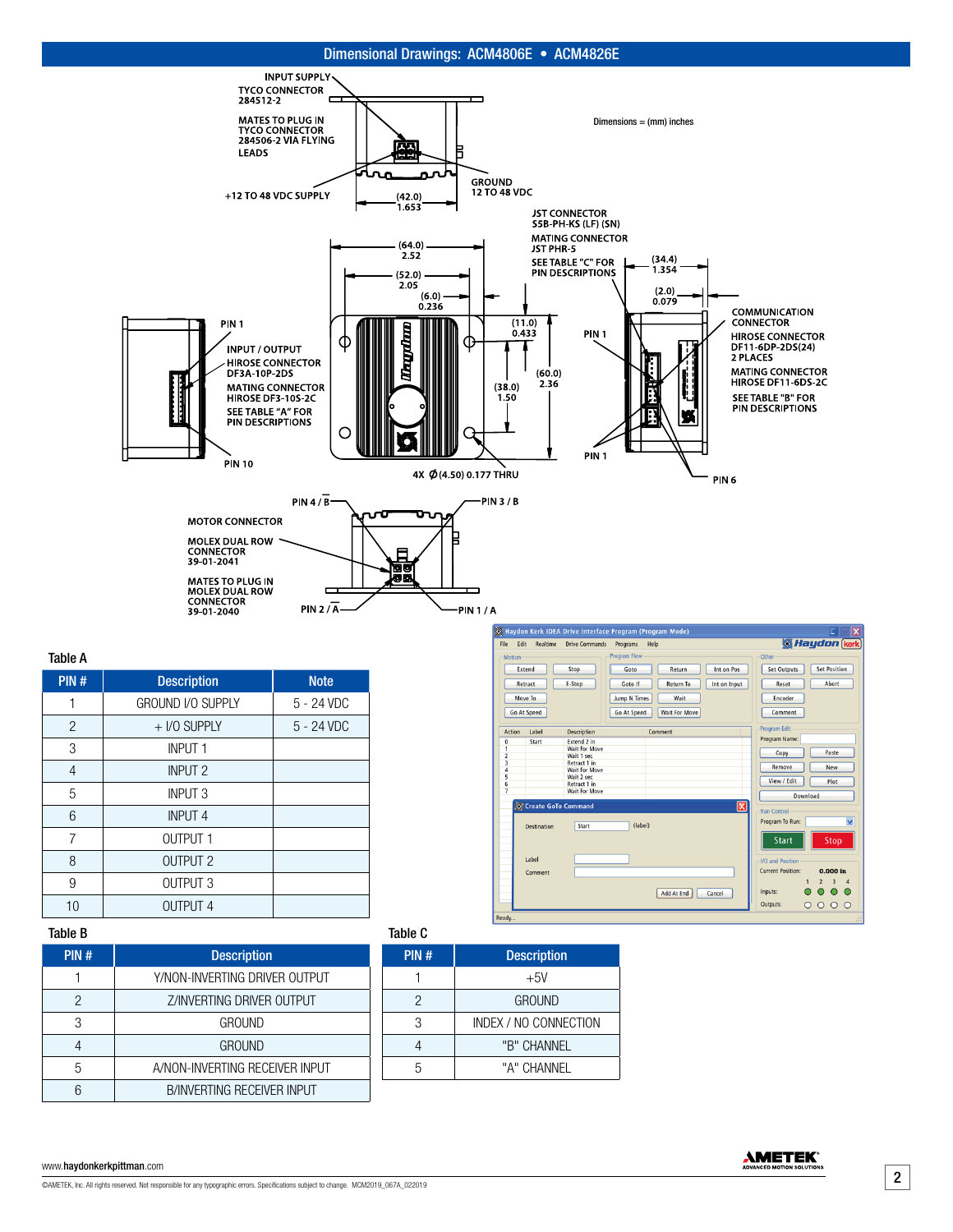## Dimensional Drawings: ACM4806E • ACM4826E

Dimensions = (mm) inches

INPUT SUPPLY
TYCO CONNECTOR
284512-2

MATES TO PLUG IN
TYCO CONNECTOR
284506-2 VIA FLYING
LEADS

+12 TO 48 VDC SUPPLY

(42.0)
1.653

GROUND
12 TO 48 VDC

JST CONNECTOR
S5B-PH-KS (LF) (SN)

MATING CONNECTOR
JST PHR-5

SEE TABLE "C" FOR
PIN DESCRIPTIONS

(64.0)
2.52

(52.0)
2.05

(6.0)
0.236

(11.0)
0.433

(60.0)
2.36

(38.0)
1.50

(34.4)
1.354

(2.0)
0.079

PIN 1

INPUT / OUTPUT
HIROSE CONNECTOR
DF3A-10P-2DS

MATING CONNECTOR
HIROSE DF3-10S-2C

SEE TABLE "A" FOR
PIN DESCRIPTIONS

PIN 10

4X ϕ(4.50) 0.177 THRU

COMMUNICATION
CONNECTOR

HIROSE CONNECTOR
DF11-6DP-2DS(24)
2 PLACES

MATING CONNECTOR
HIROSE DF11-6DS-2C

SEE TABLE "B" FOR
PIN DESCRIPTIONS

PIN 1

PIN 1

PIN 6

PIN 4 / B̄

PIN 3 / B

MOTOR CONNECTOR

MOLEX DUAL ROW
CONNECTOR
39-01-2041

MATES TO PLUG IN
MOLEX DUAL ROW
CONNECTOR
39-01-2040

PIN 2 / Ā

PIN 1 / A

### Table A

| PIN # | Description | Note |
|---|---|---|
| 1 | GROUND I/O SUPPLY | 5 - 24 VDC |
| 2 | + I/O SUPPLY | 5 - 24 VDC |
| 3 | INPUT 1 | |
| 4 | INPUT 2 | |
| 5 | INPUT 3 | |
| 6 | INPUT 4 | |
| 7 | OUTPUT 1 | |
| 8 | OUTPUT 2 | |
| 9 | OUTPUT 3 | |
| 10 | OUTPUT 4 | |

### Table B

| PIN # | Description |
|---|---|
| 1 | Y/NON-INVERTING DRIVER OUTPUT |
| 2 | Z/INVERTING DRIVER OUTPUT |
| 3 | GROUND |
| 4 | GROUND |
| 5 | A/NON-INVERTING RECEIVER INPUT |
| 6 | B/INVERTING RECEIVER INPUT |

### Table C

| PIN # | Description |
|---|---|
| 1 | +5V |
| 2 | GROUND |
| 3 | INDEX / NO CONNECTION |
| 4 | "B" CHANNEL |
| 5 | "A" CHANNEL |

www.haydonkerkpittman.com

©AMETEK, Inc. All rights reserved. Not responsible for any typographic errors. Specifications subject to change. MCM2019_067A_022019